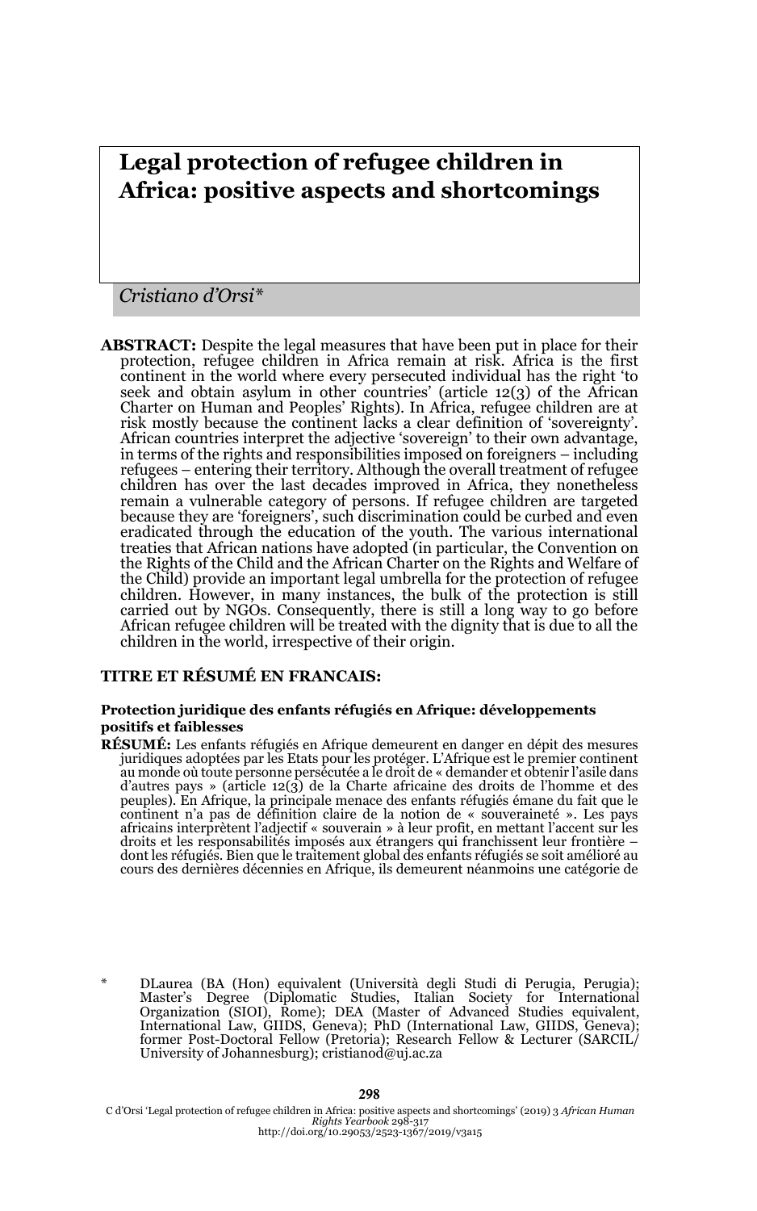# Legal protection of refugee children in Africa: positive aspects and shortcomings

*Cristiano d'Orsi\**

**ABSTRACT:** Despite the legal measures that have been put in place for their protection, refugee children in Africa remain at risk. Africa is the first continent in the world where every persecuted individual has the right 'to seek and obtain asylum in other countries' (article 12(3) of the African Charter on Human and Peoples' Rights). In Africa, refugee children are at risk mostly because the continent lacks a clear definition of 'sovereignty'. African countries interpret the adjective 'sovereign' to their own advantage, in terms of the rights and responsibilities imposed on foreigners – including refugees – entering their territory. Although the overall treatment of refugee children has over the last decades improved in Africa, they nonetheless remain a vulnerable category of persons. If refugee children are targeted because they are 'foreigners', such discrimination could be curbed and even eradicated through the education of the youth. The various international treaties that African nations have adopted (in particular, the Convention on the Rights of the Child and the African Charter on the Rights and Welfare of the Child) provide an important legal umbrella for the protection of refugee children. However, in many instances, the bulk of the protection is still carried out by NGOs. Consequently, there is still a long way to go before African refugee children will be treated with the dignity that is due to all the children in the world, irrespective of their origin.

**TITRE ET RÉSUMÉ EN FRANCAIS:**

**Protection juridique des enfants réfugiés en Afrique: développements positifs et faiblesses**

**RÉSUMÉ:** Les enfants réfugiés en Afrique demeurent en danger en dépit des mesures juridiques adoptées par les Etats pour les protéger. L'Afrique est le premier continent au monde où toute personne persécutée a le droit de « demander et obtenir l'asile dans d'autres pays » (article 12(3) de la Charte africaine des droits de l'homme et des peuples). En Afrique, la principale menace des enfants réfugiés émane du fait que le continent n'a pas de définition claire de la notion de « souveraineté ». Les pays africains interprètent l'adjectif « souverain » à leur profit, en mettant l'accent sur les droits et les responsabilités imposés aux étrangers qui franchissent leur frontière – dont les réfugiés. Bien que le traitement global des enfants réfugiés se soit amélioré au cours des dernières décennies en Afrique, ils demeurent néanmoins une catégorie de

\* DLaurea (BA (Hon) equivalent (Università degli Studi di Perugia, Perugia); Master's Degree (Diplomatic Studies, Italian Society for International Organization (SIOI), Rome); DEA (Master of Advanced Studies equivalent, International Law, GIIDS, Geneva); PhD (International Law, GIIDS, Geneva); former Post-Doctoral Fellow (Pretoria); Research Fellow & Lecturer (SARCIL/University of Johannesburg); cristianod@uj.ac.za

C d'Orsi 'Legal protection of refugee children in Africa: positive aspects and shortcomings' (2019) 3 *African Human Rights Yearbook* 298-317
http://doi.org/10.29053/2523-1367/2019/v3a15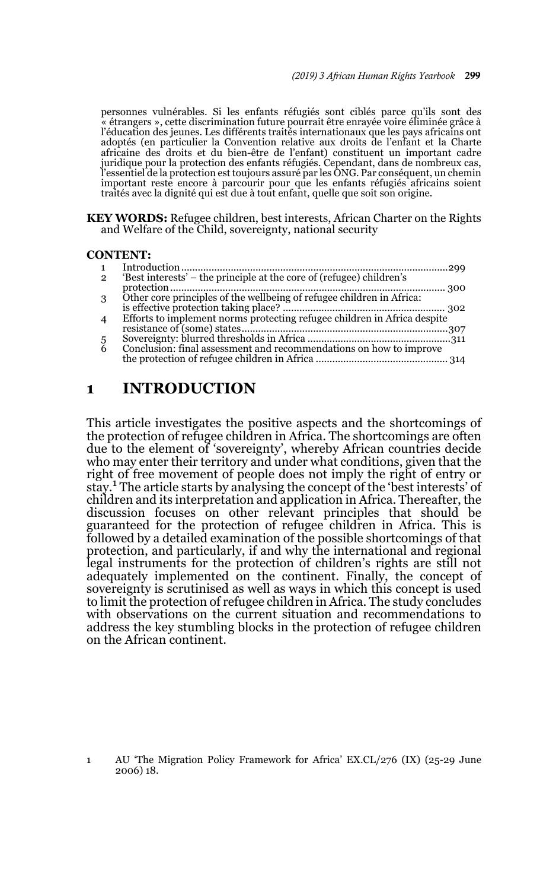personnes vulnérables. Si les enfants réfugiés sont ciblés parce qu'ils sont des « étrangers », cette discrimination future pourrait être enrayée voire éliminée grâce à l'éducation des jeunes. Les différents traités internationaux que les pays africains ont adoptés (en particulier la Convention relative aux droits de l'enfant et la Charte africaine des droits et du bien-être de l'enfant) constituent un important cadre juridique pour la protection des enfants réfugiés. Cependant, dans de nombreux cas, l'essentiel de la protection est toujours assuré par les ONG. Par conséquent, un chemin important reste encore à parcourir pour que les enfants réfugiés africains soient traités avec la dignité qui est due à tout enfant, quelle que soit son origine.

**KEY WORDS:** Refugee children, best interests, African Charter on the Rights and Welfare of the Child, sovereignty, national security

**CONTENT:**

1 Introduction ........ 299
2 'Best interests' – the principle at the core of (refugee) children's protection ........ 300
3 Other core principles of the wellbeing of refugee children in Africa: is effective protection taking place? ........ 302
4 Efforts to implement norms protecting refugee children in Africa despite resistance of (some) states ........ 307
5 Sovereignty: blurred thresholds in Africa ........ 311
6 Conclusion: final assessment and recommendations on how to improve the protection of refugee children in Africa ........ 314

# 1 INTRODUCTION

This article investigates the positive aspects and the shortcomings of the protection of refugee children in Africa. The shortcomings are often due to the element of 'sovereignty', whereby African countries decide who may enter their territory and under what conditions, given that the right of free movement of people does not imply the right of entry or stay.[1] The article starts by analysing the concept of the 'best interests' of children and its interpretation and application in Africa. Thereafter, the discussion focuses on other relevant principles that should be guaranteed for the protection of refugee children in Africa. This is followed by a detailed examination of the possible shortcomings of that protection, and particularly, if and why the international and regional legal instruments for the protection of children's rights are still not adequately implemented on the continent. Finally, the concept of sovereignty is scrutinised as well as ways in which this concept is used to limit the protection of refugee children in Africa. The study concludes with observations on the current situation and recommendations to address the key stumbling blocks in the protection of refugee children on the African continent.

1 AU 'The Migration Policy Framework for Africa' EX.CL/276 (IX) (25-29 June 2006) 18.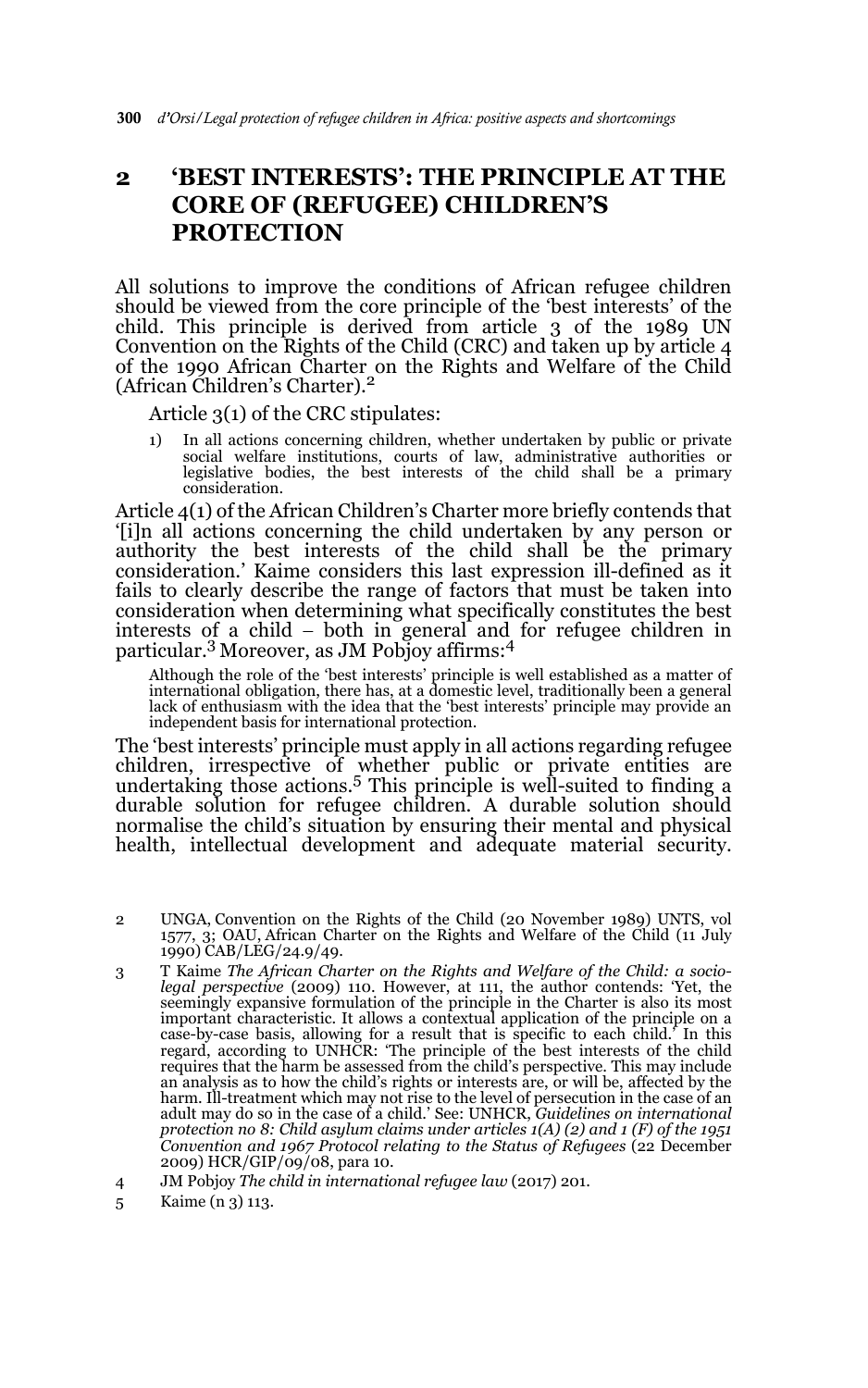## 2 'BEST INTERESTS': THE PRINCIPLE AT THE CORE OF (REFUGEE) CHILDREN'S PROTECTION

All solutions to improve the conditions of African refugee children should be viewed from the core principle of the 'best interests' of the child. This principle is derived from article 3 of the 1989 UN Convention on the Rights of the Child (CRC) and taken up by article 4 of the 1990 African Charter on the Rights and Welfare of the Child (African Children's Charter).[2]

Article 3(1) of the CRC stipulates:

> 1) In all actions concerning children, whether undertaken by public or private social welfare institutions, courts of law, administrative authorities or legislative bodies, the best interests of the child shall be a primary consideration.

Article 4(1) of the African Children's Charter more briefly contends that '[i]n all actions concerning the child undertaken by any person or authority the best interests of the child shall be the primary consideration.' Kaime considers this last expression ill-defined as it fails to clearly describe the range of factors that must be taken into consideration when determining what specifically constitutes the best interests of a child – both in general and for refugee children in particular.[3] Moreover, as JM Pobjoy affirms:[4]

> Although the role of the 'best interests' principle is well established as a matter of international obligation, there has, at a domestic level, traditionally been a general lack of enthusiasm with the idea that the 'best interests' principle may provide an independent basis for international protection.

The 'best interests' principle must apply in all actions regarding refugee children, irrespective of whether public or private entities are undertaking those actions.[5] This principle is well-suited to finding a durable solution for refugee children. A durable solution should normalise the child's situation by ensuring their mental and physical health, intellectual development and adequate material security.

---

2 UNGA, Convention on the Rights of the Child (20 November 1989) UNTS, vol 1577, 3; OAU, African Charter on the Rights and Welfare of the Child (11 July 1990) CAB/LEG/24.9/49.

3 T Kaime *The African Charter on the Rights and Welfare of the Child: a socio-legal perspective* (2009) 110. However, at 111, the author contends: 'Yet, the seemingly expansive formulation of the principle in the Charter is also its most important characteristic. It allows a contextual application of the principle on a case-by-case basis, allowing for a result that is specific to each child.' In this regard, according to UNHCR: 'The principle of the best interests of the child requires that the harm be assessed from the child's perspective. This may include an analysis as to how the child's rights or interests are, or will be, affected by the harm. Ill-treatment which may not rise to the level of persecution in the case of an adult may do so in the case of a child.' See: UNHCR, *Guidelines on international protection no 8: Child asylum claims under articles 1(A) (2) and 1 (F) of the 1951 Convention and 1967 Protocol relating to the Status of Refugees* (22 December 2009) HCR/GIP/09/08, para 10.

4 JM Pobjoy *The child in international refugee law* (2017) 201.

5 Kaime (n 3) 113.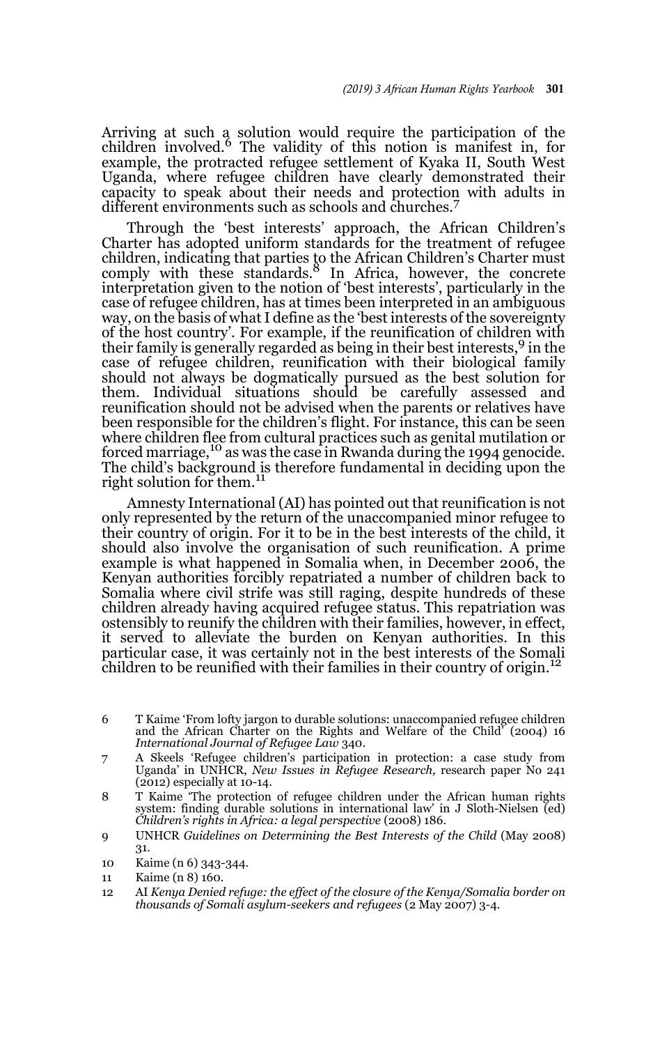Arriving at such a solution would require the participation of the children involved.[6] The validity of this notion is manifest in, for example, the protracted refugee settlement of Kyaka II, South West Uganda, where refugee children have clearly demonstrated their capacity to speak about their needs and protection with adults in different environments such as schools and churches.[7]

Through the 'best interests' approach, the African Children's Charter has adopted uniform standards for the treatment of refugee children, indicating that parties to the African Children's Charter must comply with these standards.[8] In Africa, however, the concrete interpretation given to the notion of 'best interests', particularly in the case of refugee children, has at times been interpreted in an ambiguous way, on the basis of what I define as the 'best interests of the sovereignty of the host country'. For example, if the reunification of children with their family is generally regarded as being in their best interests,[9] in the case of refugee children, reunification with their biological family should not always be dogmatically pursued as the best solution for them. Individual situations should be carefully assessed and reunification should not be advised when the parents or relatives have been responsible for the children's flight. For instance, this can be seen where children flee from cultural practices such as genital mutilation or forced marriage,[10] as was the case in Rwanda during the 1994 genocide. The child's background is therefore fundamental in deciding upon the right solution for them.[11]

Amnesty International (AI) has pointed out that reunification is not only represented by the return of the unaccompanied minor refugee to their country of origin. For it to be in the best interests of the child, it should also involve the organisation of such reunification. A prime example is what happened in Somalia when, in December 2006, the Kenyan authorities forcibly repatriated a number of children back to Somalia where civil strife was still raging, despite hundreds of these children already having acquired refugee status. This repatriation was ostensibly to reunify the children with their families, however, in effect, it served to alleviate the burden on Kenyan authorities. In this particular case, it was certainly not in the best interests of the Somali children to be reunified with their families in their country of origin.[12]

6 T Kaime 'From lofty jargon to durable solutions: unaccompanied refugee children and the African Charter on the Rights and Welfare of the Child' (2004) 16 *International Journal of Refugee Law* 340.

7 A Skeels 'Refugee children's participation in protection: a case study from Uganda' in UNHCR, *New Issues in Refugee Research,* research paper No 241 (2012) especially at 10-14.

8 T Kaime 'The protection of refugee children under the African human rights system: finding durable solutions in international law' in J Sloth-Nielsen (ed) *Children's rights in Africa: a legal perspective* (2008) 186.

9 UNHCR *Guidelines on Determining the Best Interests of the Child* (May 2008) 31.

10 Kaime (n 6) 343-344.

11 Kaime (n 8) 160.

12 AI *Kenya Denied refuge: the effect of the closure of the Kenya/Somalia border on thousands of Somali asylum-seekers and refugees* (2 May 2007) 3-4.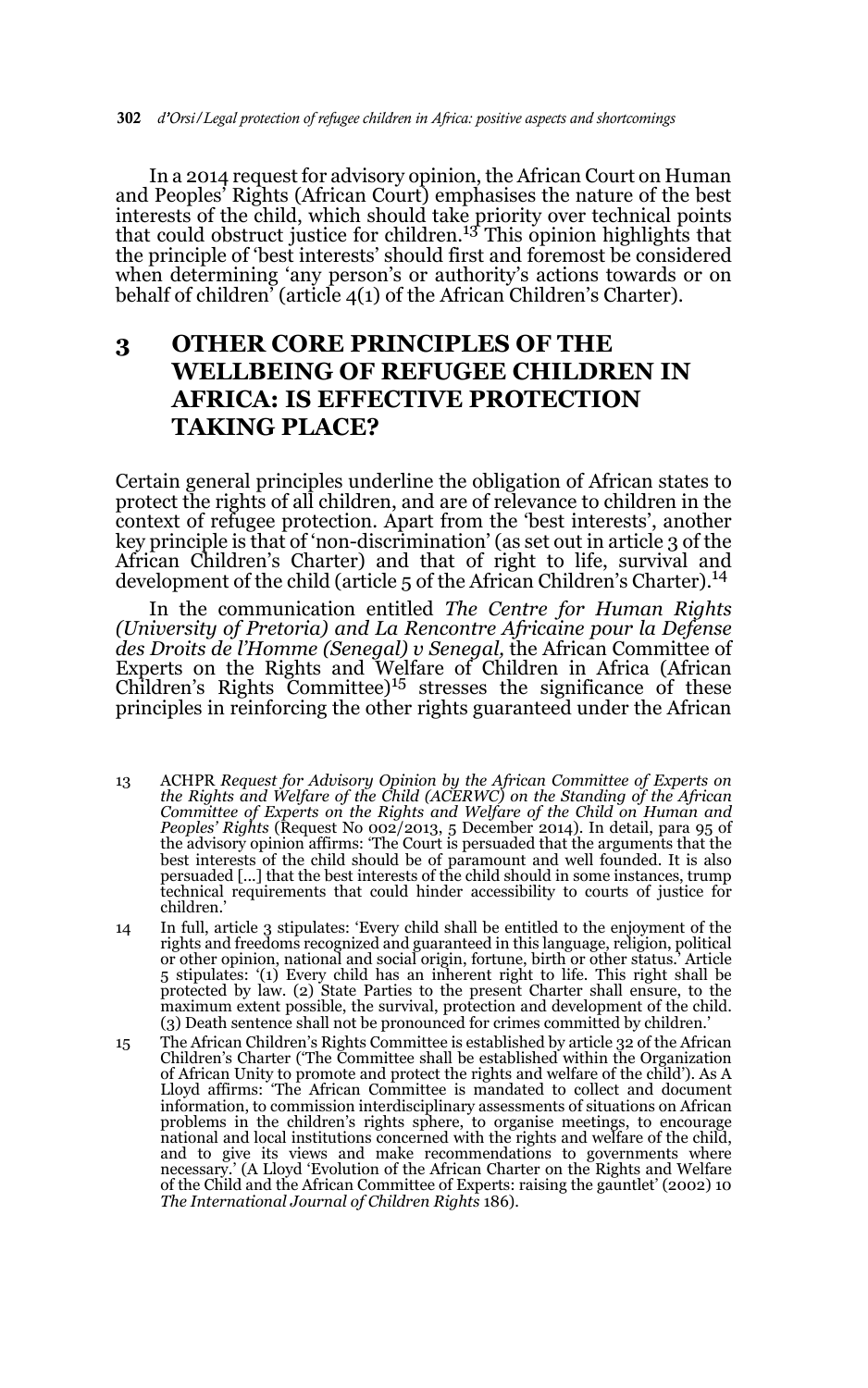In a 2014 request for advisory opinion, the African Court on Human and Peoples' Rights (African Court) emphasises the nature of the best interests of the child, which should take priority over technical points that could obstruct justice for children.[13] This opinion highlights that the principle of 'best interests' should first and foremost be considered when determining 'any person's or authority's actions towards or on behalf of children' (article 4(1) of the African Children's Charter).

## 3 OTHER CORE PRINCIPLES OF THE WELLBEING OF REFUGEE CHILDREN IN AFRICA: IS EFFECTIVE PROTECTION TAKING PLACE?

Certain general principles underline the obligation of African states to protect the rights of all children, and are of relevance to children in the context of refugee protection. Apart from the 'best interests', another key principle is that of 'non-discrimination' (as set out in article 3 of the African Children's Charter) and that of right to life, survival and development of the child (article 5 of the African Children's Charter).[14]

In the communication entitled *The Centre for Human Rights (University of Pretoria) and La Rencontre Africaine pour la Defense des Droits de l'Homme (Senegal) v Senegal,* the African Committee of Experts on the Rights and Welfare of Children in Africa (African Children's Rights Committee)[15] stresses the significance of these principles in reinforcing the other rights guaranteed under the African

13 ACHPR *Request for Advisory Opinion by the African Committee of Experts on the Rights and Welfare of the Child (ACERWC) on the Standing of the African Committee of Experts on the Rights and Welfare of the Child on Human and Peoples' Rights* (Request No 002/2013, 5 December 2014). In detail, para 95 of the advisory opinion affirms: 'The Court is persuaded that the arguments that the best interests of the child should be of paramount and well founded. It is also persuaded [...] that the best interests of the child should in some instances, trump technical requirements that could hinder accessibility to courts of justice for children.'

14 In full, article 3 stipulates: 'Every child shall be entitled to the enjoyment of the rights and freedoms recognized and guaranteed in this language, religion, political or other opinion, national and social origin, fortune, birth or other status.' Article 5 stipulates: '(1) Every child has an inherent right to life. This right shall be protected by law. (2) State Parties to the present Charter shall ensure, to the maximum extent possible, the survival, protection and development of the child. (3) Death sentence shall not be pronounced for crimes committed by children.'

15 The African Children's Rights Committee is established by article 32 of the African Children's Charter ('The Committee shall be established within the Organization of African Unity to promote and protect the rights and welfare of the child'). As A Lloyd affirms: 'The African Committee is mandated to collect and document information, to commission interdisciplinary assessments of situations on African problems in the children's rights sphere, to organise meetings, to encourage national and local institutions concerned with the rights and welfare of the child, and to give its views and make recommendations to governments where necessary.' (A Lloyd 'Evolution of the African Charter on the Rights and Welfare of the Child and the African Committee of Experts: raising the gauntlet' (2002) 10 *The International Journal of Children Rights* 186).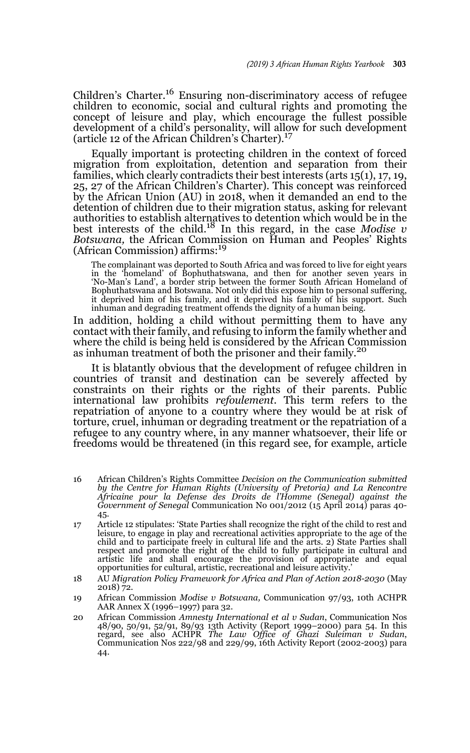Children's Charter.[16] Ensuring non-discriminatory access of refugee children to economic, social and cultural rights and promoting the concept of leisure and play, which encourage the fullest possible development of a child's personality, will allow for such development (article 12 of the African Children's Charter).[17]

Equally important is protecting children in the context of forced migration from exploitation, detention and separation from their families, which clearly contradicts their best interests (arts 15(1), 17, 19, 25, 27 of the African Children's Charter). This concept was reinforced by the African Union (AU) in 2018, when it demanded an end to the detention of children due to their migration status, asking for relevant authorities to establish alternatives to detention which would be in the best interests of the child.[18] In this regard, in the case *Modise v Botswana,* the African Commission on Human and Peoples' Rights (African Commission) affirms:[19]

> The complainant was deported to South Africa and was forced to live for eight years in the 'homeland' of Bophuthatswana, and then for another seven years in 'No-Man's Land', a border strip between the former South African Homeland of Bophuthatswana and Botswana. Not only did this expose him to personal suffering, it deprived him of his family, and it deprived his family of his support. Such inhuman and degrading treatment offends the dignity of a human being.

In addition, holding a child without permitting them to have any contact with their family, and refusing to inform the family whether and where the child is being held is considered by the African Commission as inhuman treatment of both the prisoner and their family.[20]

It is blatantly obvious that the development of refugee children in countries of transit and destination can be severely affected by constraints on their rights or the rights of their parents. Public international law prohibits *refoulement*. This term refers to the repatriation of anyone to a country where they would be at risk of torture, cruel, inhuman or degrading treatment or the repatriation of a refugee to any country where, in any manner whatsoever, their life or freedoms would be threatened (in this regard see, for example, article

---

16 African Children's Rights Committee *Decision on the Communication submitted by the Centre for Human Rights (University of Pretoria) and La Rencontre Africaine pour la Defense des Droits de l'Homme (Senegal) against the Government of Senegal* Communication No 001/2012 (15 April 2014) paras 40-45.

17 Article 12 stipulates: 'State Parties shall recognize the right of the child to rest and leisure, to engage in play and recreational activities appropriate to the age of the child and to participate freely in cultural life and the arts. 2) State Parties shall respect and promote the right of the child to fully participate in cultural and artistic life and shall encourage the provision of appropriate and equal opportunities for cultural, artistic, recreational and leisure activity.'

18 AU *Migration Policy Framework for Africa and Plan of Action 2018-2030* (May 2018) 72.

19 African Commission *Modise v Botswana,* Communication 97/93, 10th ACHPR AAR Annex X (1996–1997) para 32.

20 African Commission *Amnesty International et al v Sudan*, Communication Nos 48/90, 50/91, 52/91, 89/93 13th Activity (Report 1999–2000) para 54. In this regard, see also ACHPR *The Law Office of Ghazi Suleiman v Sudan*, Communication Nos 222/98 and 229/99, 16th Activity Report (2002-2003) para 44.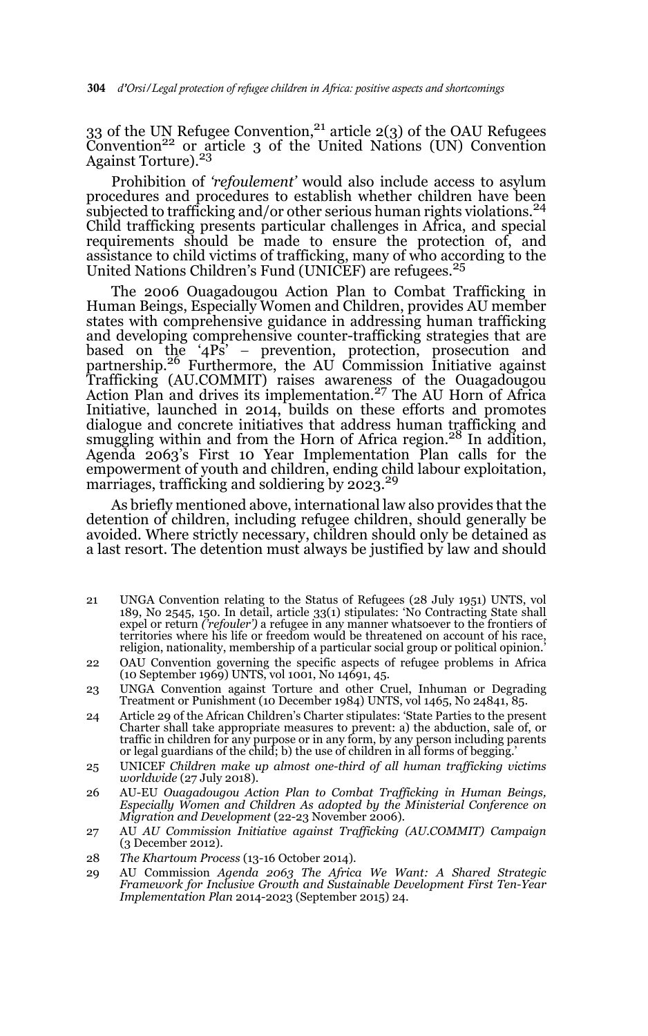33 of the UN Refugee Convention,[21] article 2(3) of the OAU Refugees Convention[22] or article 3 of the United Nations (UN) Convention Against Torture).[23]

Prohibition of *'refoulement'* would also include access to asylum procedures and procedures to establish whether children have been subjected to trafficking and/or other serious human rights violations.[24] Child trafficking presents particular challenges in Africa, and special requirements should be made to ensure the protection of, and assistance to child victims of trafficking, many of who according to the United Nations Children's Fund (UNICEF) are refugees.[25]

The 2006 Ouagadougou Action Plan to Combat Trafficking in Human Beings, Especially Women and Children, provides AU member states with comprehensive guidance in addressing human trafficking and developing comprehensive counter-trafficking strategies that are based on the '4Ps' – prevention, protection, prosecution and partnership.[26] Furthermore, the AU Commission Initiative against Trafficking (AU.COMMIT) raises awareness of the Ouagadougou Action Plan and drives its implementation.[27] The AU Horn of Africa Initiative, launched in 2014, builds on these efforts and promotes dialogue and concrete initiatives that address human trafficking and smuggling within and from the Horn of Africa region.[28] In addition, Agenda 2063's First 10 Year Implementation Plan calls for the empowerment of youth and children, ending child labour exploitation, marriages, trafficking and soldiering by 2023.[29]

As briefly mentioned above, international law also provides that the detention of children, including refugee children, should generally be avoided. Where strictly necessary, children should only be detained as a last resort. The detention must always be justified by law and should

---

21 UNGA Convention relating to the Status of Refugees (28 July 1951) UNTS, vol 189, No 2545, 150. In detail, article 33(1) stipulates: 'No Contracting State shall expel or return *('refouler')* a refugee in any manner whatsoever to the frontiers of territories where his life or freedom would be threatened on account of his race, religion, nationality, membership of a particular social group or political opinion.'

22 OAU Convention governing the specific aspects of refugee problems in Africa (10 September 1969) UNTS, vol 1001, No 14691, 45.

23 UNGA Convention against Torture and other Cruel, Inhuman or Degrading Treatment or Punishment (10 December 1984) UNTS, vol 1465, No 24841, 85.

24 Article 29 of the African Children's Charter stipulates: 'State Parties to the present Charter shall take appropriate measures to prevent: a) the abduction, sale of, or traffic in children for any purpose or in any form, by any person including parents or legal guardians of the child; b) the use of children in all forms of begging.'

25 UNICEF *Children make up almost one-third of all human trafficking victims worldwide* (27 July 2018).

26 AU-EU *Ouagadougou Action Plan to Combat Trafficking in Human Beings, Especially Women and Children As adopted by the Ministerial Conference on Migration and Development* (22-23 November 2006).

27 AU *AU Commission Initiative against Trafficking (AU.COMMIT) Campaign* (3 December 2012).

28 *The Khartoum Process* (13-16 October 2014).

29 AU Commission *Agenda 2063 The Africa We Want: A Shared Strategic Framework for Inclusive Growth and Sustainable Development First Ten-Year Implementation Plan* 2014-2023 (September 2015) 24.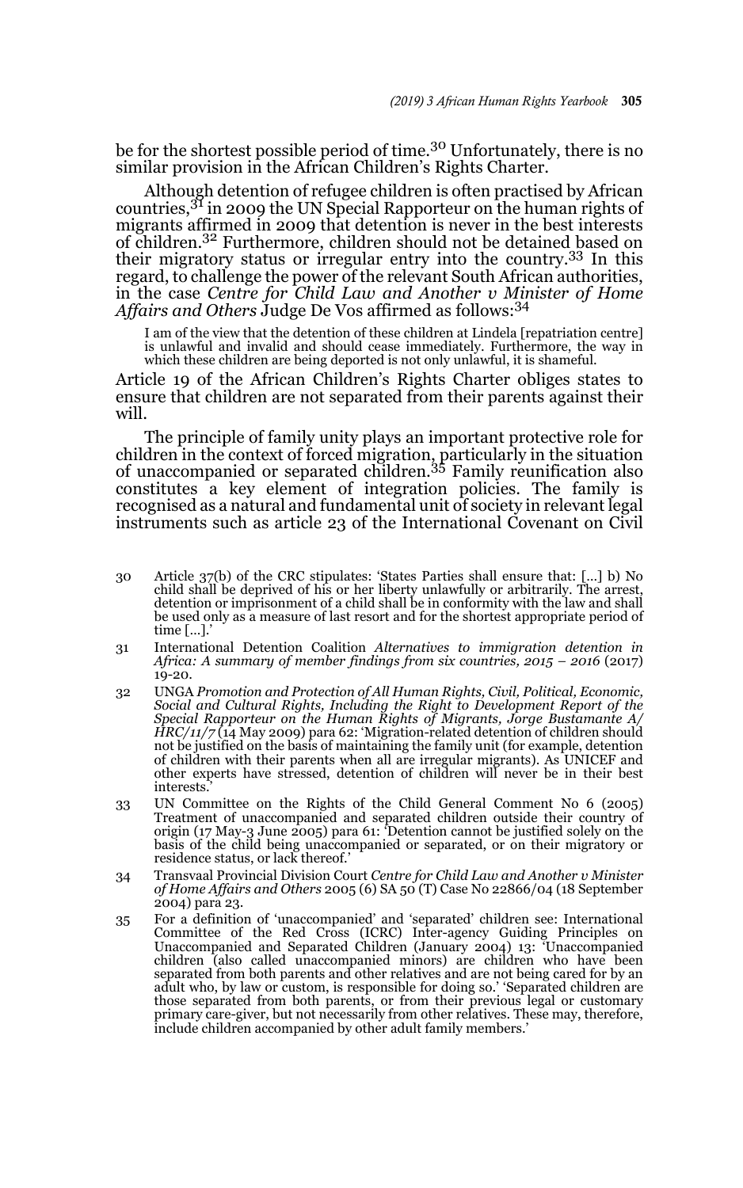be for the shortest possible period of time.[30] Unfortunately, there is no similar provision in the African Children's Rights Charter.

Although detention of refugee children is often practised by African countries,[31] in 2009 the UN Special Rapporteur on the human rights of migrants affirmed in 2009 that detention is never in the best interests of children.[32] Furthermore, children should not be detained based on their migratory status or irregular entry into the country.[33] In this regard, to challenge the power of the relevant South African authorities, in the case *Centre for Child Law and Another v Minister of Home Affairs and Others* Judge De Vos affirmed as follows:[34]

> I am of the view that the detention of these children at Lindela [repatriation centre] is unlawful and invalid and should cease immediately. Furthermore, the way in which these children are being deported is not only unlawful, it is shameful.

Article 19 of the African Children's Rights Charter obliges states to ensure that children are not separated from their parents against their will.

The principle of family unity plays an important protective role for children in the context of forced migration, particularly in the situation of unaccompanied or separated children.[35] Family reunification also constitutes a key element of integration policies. The family is recognised as a natural and fundamental unit of society in relevant legal instruments such as article 23 of the International Covenant on Civil

---

30 Article 37(b) of the CRC stipulates: 'States Parties shall ensure that: [...] b) No child shall be deprived of his or her liberty unlawfully or arbitrarily. The arrest, detention or imprisonment of a child shall be in conformity with the law and shall be used only as a measure of last resort and for the shortest appropriate period of time [...].'

31 International Detention Coalition *Alternatives to immigration detention in Africa: A summary of member findings from six countries, 2015 – 2016* (2017) 19-20.

32 UNGA *Promotion and Protection of All Human Rights, Civil, Political, Economic, Social and Cultural Rights, Including the Right to Development Report of the Special Rapporteur on the Human Rights of Migrants, Jorge Bustamante A/HRC/11/7* (14 May 2009) para 62: 'Migration-related detention of children should not be justified on the basis of maintaining the family unit (for example, detention of children with their parents when all are irregular migrants). As UNICEF and other experts have stressed, detention of children will never be in their best interests.'

33 UN Committee on the Rights of the Child General Comment No 6 (2005) Treatment of unaccompanied and separated children outside their country of origin (17 May-3 June 2005) para 61: 'Detention cannot be justified solely on the basis of the child being unaccompanied or separated, or on their migratory or residence status, or lack thereof.'

34 Transvaal Provincial Division Court *Centre for Child Law and Another v Minister of Home Affairs and Others* 2005 (6) SA 50 (T) Case No 22866/04 (18 September 2004) para 23.

35 For a definition of 'unaccompanied' and 'separated' children see: International Committee of the Red Cross (ICRC) Inter-agency Guiding Principles on Unaccompanied and Separated Children (January 2004) 13: 'Unaccompanied children (also called unaccompanied minors) are children who have been separated from both parents and other relatives and are not being cared for by an adult who, by law or custom, is responsible for doing so.' 'Separated children are those separated from both parents, or from their previous legal or customary primary care-giver, but not necessarily from other relatives. These may, therefore, include children accompanied by other adult family members.'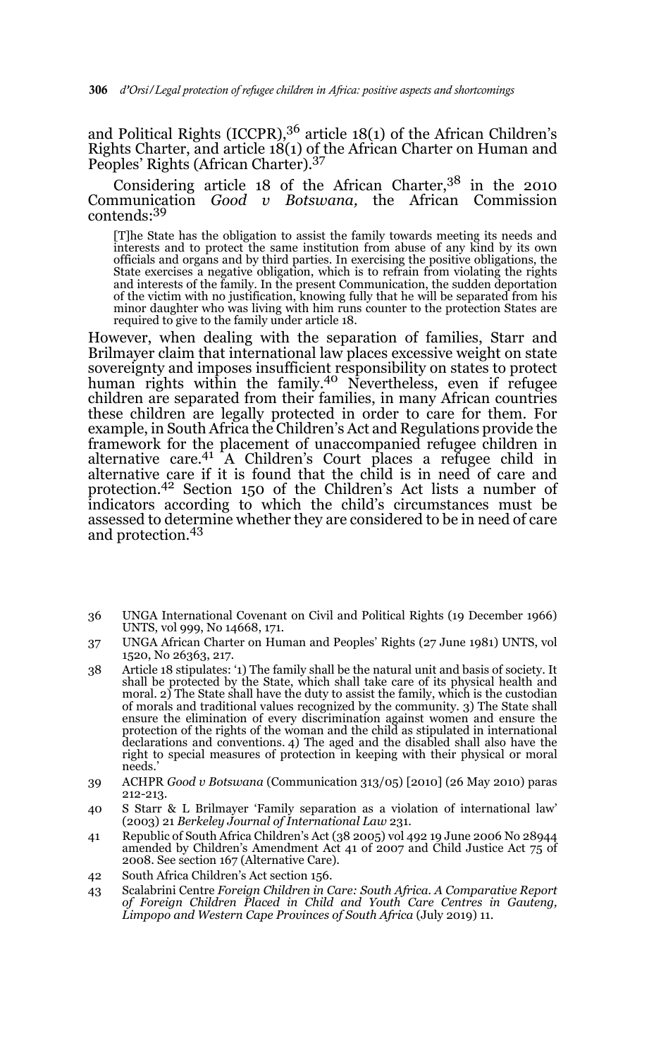and Political Rights (ICCPR),[36] article 18(1) of the African Children's Rights Charter, and article 18(1) of the African Charter on Human and Peoples' Rights (African Charter).[37]

Considering article 18 of the African Charter,[38] in the 2010 Communication *Good v Botswana,* the African Commission contends:[39]

> [T]he State has the obligation to assist the family towards meeting its needs and interests and to protect the same institution from abuse of any kind by its own officials and organs and by third parties. In exercising the positive obligations, the State exercises a negative obligation, which is to refrain from violating the rights and interests of the family. In the present Communication, the sudden deportation of the victim with no justification, knowing fully that he will be separated from his minor daughter who was living with him runs counter to the protection States are required to give to the family under article 18.

However, when dealing with the separation of families, Starr and Brilmayer claim that international law places excessive weight on state sovereignty and imposes insufficient responsibility on states to protect human rights within the family.[40] Nevertheless, even if refugee children are separated from their families, in many African countries these children are legally protected in order to care for them. For example, in South Africa the Children's Act and Regulations provide the framework for the placement of unaccompanied refugee children in alternative care.[41] A Children's Court places a refugee child in alternative care if it is found that the child is in need of care and protection.[42] Section 150 of the Children's Act lists a number of indicators according to which the child's circumstances must be assessed to determine whether they are considered to be in need of care and protection.[43]

---

36 UNGA International Covenant on Civil and Political Rights (19 December 1966) UNTS, vol 999, No 14668, 171.

37 UNGA African Charter on Human and Peoples' Rights (27 June 1981) UNTS, vol 1520, No 26363, 217.

38 Article 18 stipulates: '1) The family shall be the natural unit and basis of society. It shall be protected by the State, which shall take care of its physical health and moral. 2) The State shall have the duty to assist the family, which is the custodian of morals and traditional values recognized by the community. 3) The State shall ensure the elimination of every discrimination against women and ensure the protection of the rights of the woman and the child as stipulated in international declarations and conventions. 4) The aged and the disabled shall also have the right to special measures of protection in keeping with their physical or moral needs.'

39 ACHPR *Good v Botswana* (Communication 313/05) [2010] (26 May 2010) paras 212-213.

40 S Starr & L Brilmayer 'Family separation as a violation of international law' (2003) 21 *Berkeley Journal of International Law* 231.

41 Republic of South Africa Children's Act (38 2005) vol 492 19 June 2006 No 28944 amended by Children's Amendment Act 41 of 2007 and Child Justice Act 75 of 2008. See section 167 (Alternative Care).

42 South Africa Children's Act section 156.

43 Scalabrini Centre *Foreign Children in Care: South Africa. A Comparative Report of Foreign Children Placed in Child and Youth Care Centres in Gauteng, Limpopo and Western Cape Provinces of South Africa* (July 2019) 11.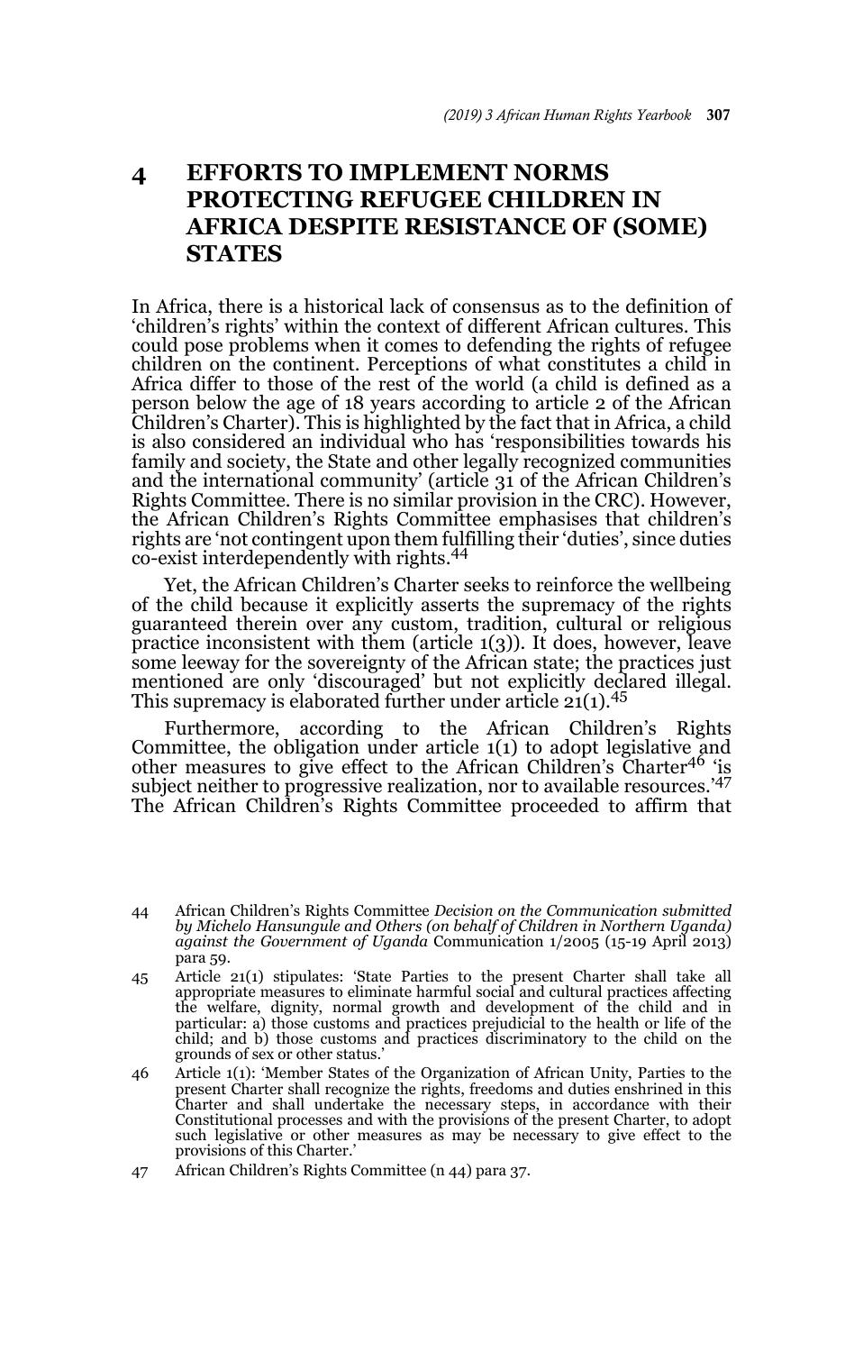## 4 EFFORTS TO IMPLEMENT NORMS PROTECTING REFUGEE CHILDREN IN AFRICA DESPITE RESISTANCE OF (SOME) STATES

In Africa, there is a historical lack of consensus as to the definition of 'children's rights' within the context of different African cultures. This could pose problems when it comes to defending the rights of refugee children on the continent. Perceptions of what constitutes a child in Africa differ to those of the rest of the world (a child is defined as a person below the age of 18 years according to article 2 of the African Children's Charter). This is highlighted by the fact that in Africa, a child is also considered an individual who has 'responsibilities towards his family and society, the State and other legally recognized communities and the international community' (article 31 of the African Children's Rights Committee. There is no similar provision in the CRC). However, the African Children's Rights Committee emphasises that children's rights are 'not contingent upon them fulfilling their 'duties', since duties co-exist interdependently with rights.[44]

Yet, the African Children's Charter seeks to reinforce the wellbeing of the child because it explicitly asserts the supremacy of the rights guaranteed therein over any custom, tradition, cultural or religious practice inconsistent with them (article 1(3)). It does, however, leave some leeway for the sovereignty of the African state; the practices just mentioned are only 'discouraged' but not explicitly declared illegal. This supremacy is elaborated further under article 21(1).[45]

Furthermore, according to the African Children's Rights Committee, the obligation under article 1(1) to adopt legislative and other measures to give effect to the African Children's Charter[46] 'is subject neither to progressive realization, nor to available resources.'[47] The African Children's Rights Committee proceeded to affirm that

---

44 African Children's Rights Committee *Decision on the Communication submitted by Michelo Hansungule and Others (on behalf of Children in Northern Uganda) against the Government of Uganda* Communication 1/2005 (15-19 April 2013) para 59.

45 Article 21(1) stipulates: 'State Parties to the present Charter shall take all appropriate measures to eliminate harmful social and cultural practices affecting the welfare, dignity, normal growth and development of the child and in particular: a) those customs and practices prejudicial to the health or life of the child; and b) those customs and practices discriminatory to the child on the grounds of sex or other status.'

46 Article 1(1): 'Member States of the Organization of African Unity, Parties to the present Charter shall recognize the rights, freedoms and duties enshrined in this Charter and shall undertake the necessary steps, in accordance with their Constitutional processes and with the provisions of the present Charter, to adopt such legislative or other measures as may be necessary to give effect to the provisions of this Charter.'

47 African Children's Rights Committee (n 44) para 37.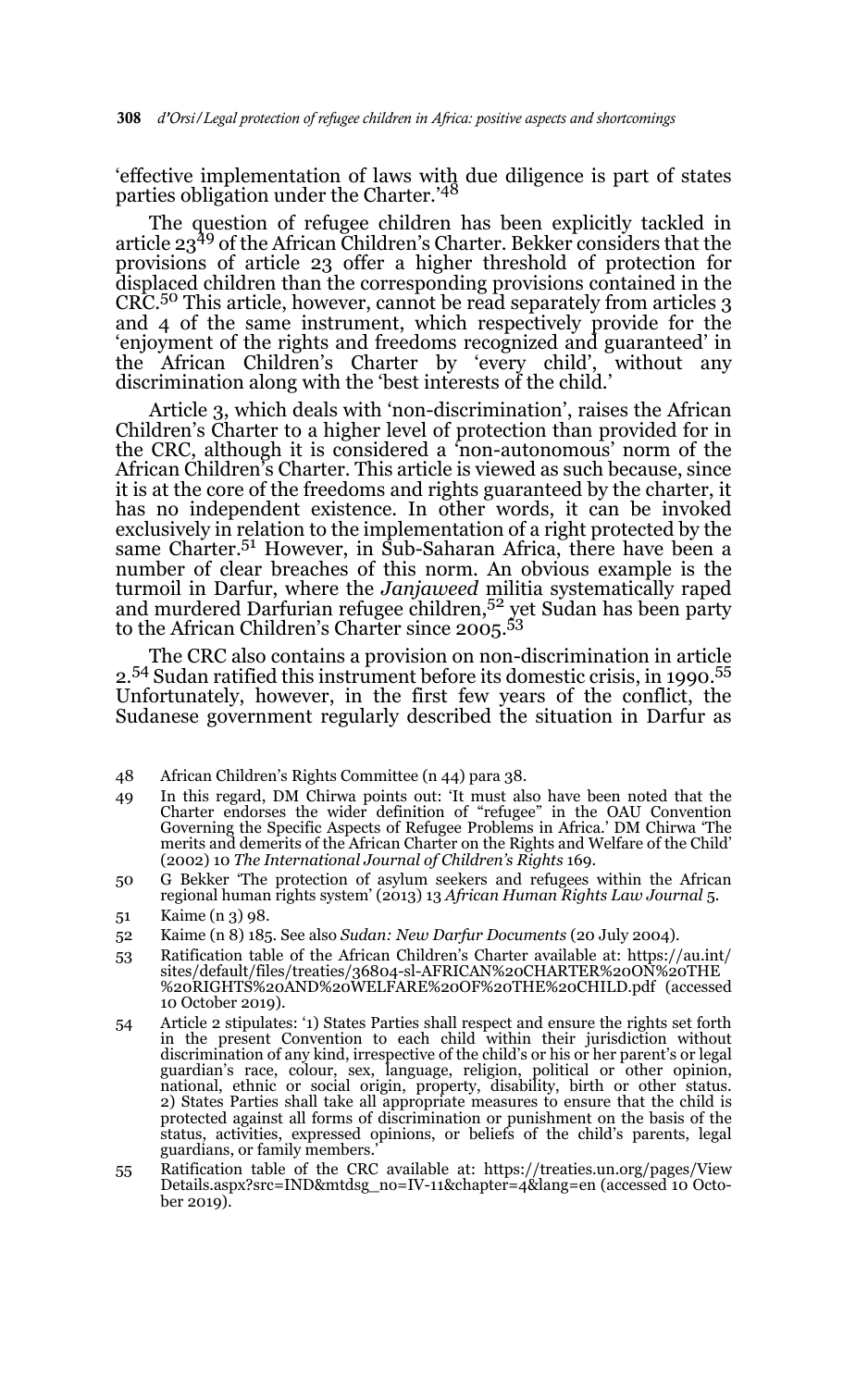'effective implementation of laws with due diligence is part of states parties obligation under the Charter.'[48]

The question of refugee children has been explicitly tackled in article 23[49] of the African Children's Charter. Bekker considers that the provisions of article 23 offer a higher threshold of protection for displaced children than the corresponding provisions contained in the CRC.[50] This article, however, cannot be read separately from articles 3 and 4 of the same instrument, which respectively provide for the 'enjoyment of the rights and freedoms recognized and guaranteed' in the African Children's Charter by 'every child', without any discrimination along with the 'best interests of the child.'

Article 3, which deals with 'non-discrimination', raises the African Children's Charter to a higher level of protection than provided for in the CRC, although it is considered a 'non-autonomous' norm of the African Children's Charter. This article is viewed as such because, since it is at the core of the freedoms and rights guaranteed by the charter, it has no independent existence. In other words, it can be invoked exclusively in relation to the implementation of a right protected by the same Charter.[51] However, in Sub-Saharan Africa, there have been a number of clear breaches of this norm. An obvious example is the turmoil in Darfur, where the *Janjaweed* militia systematically raped and murdered Darfurian refugee children,[52] yet Sudan has been party to the African Children's Charter since 2005.[53]

The CRC also contains a provision on non-discrimination in article 2.[54] Sudan ratified this instrument before its domestic crisis, in 1990.[55] Unfortunately, however, in the first few years of the conflict, the Sudanese government regularly described the situation in Darfur as

48 African Children's Rights Committee (n 44) para 38.

49 In this regard, DM Chirwa points out: 'It must also have been noted that the Charter endorses the wider definition of "refugee" in the OAU Convention Governing the Specific Aspects of Refugee Problems in Africa.' DM Chirwa 'The merits and demerits of the African Charter on the Rights and Welfare of the Child' (2002) 10 *The International Journal of Children's Rights* 169.

50 G Bekker 'The protection of asylum seekers and refugees within the African regional human rights system' (2013) 13 *African Human Rights Law Journal* 5.

51 Kaime (n 3) 98.

52 Kaime (n 8) 185. See also *Sudan: New Darfur Documents* (20 July 2004).

53 Ratification table of the African Children's Charter available at: https://au.int/sites/default/files/treaties/36804-sl-AFRICAN%20CHARTER%20ON%20THE%20RIGHTS%20AND%20WELFARE%20OF%20THE%20CHILD.pdf (accessed 10 October 2019).

54 Article 2 stipulates: '1) States Parties shall respect and ensure the rights set forth in the present Convention to each child within their jurisdiction without discrimination of any kind, irrespective of the child's or his or her parent's or legal guardian's race, colour, sex, language, religion, political or other opinion, national, ethnic or social origin, property, disability, birth or other status. 2) States Parties shall take all appropriate measures to ensure that the child is protected against all forms of discrimination or punishment on the basis of the status, activities, expressed opinions, or beliefs of the child's parents, legal guardians, or family members.'

55 Ratification table of the CRC available at: https://treaties.un.org/pages/ViewDetails.aspx?src=IND&mtdsg_no=IV-11&chapter=4&lang=en (accessed 10 October 2019).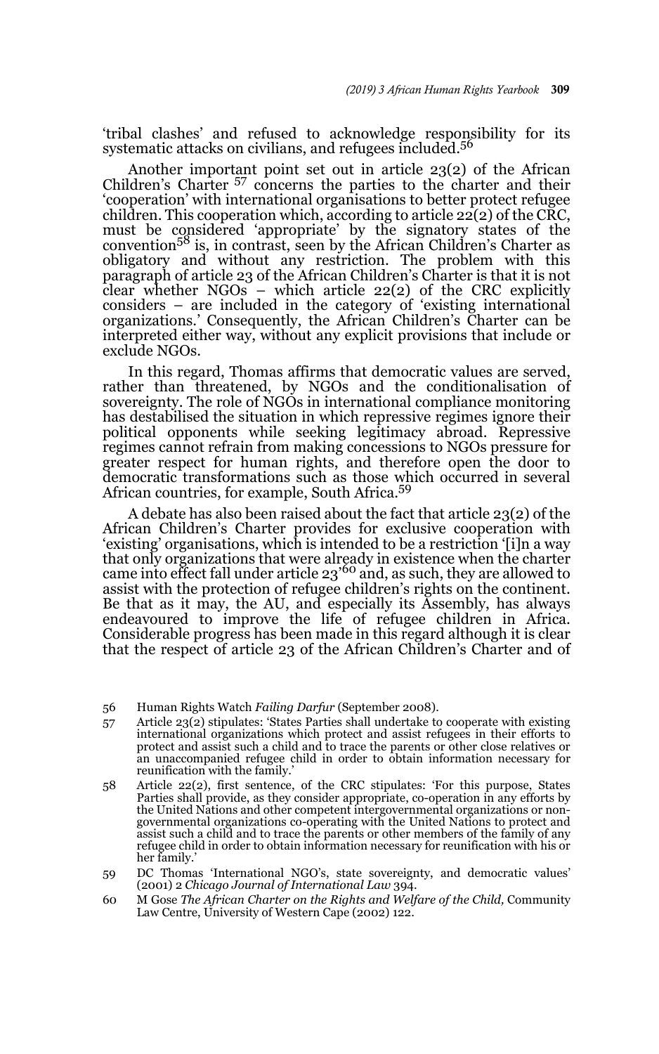'tribal clashes' and refused to acknowledge responsibility for its systematic attacks on civilians, and refugees included.[56]

Another important point set out in article 23(2) of the African Children's Charter [57] concerns the parties to the charter and their 'cooperation' with international organisations to better protect refugee children. This cooperation which, according to article 22(2) of the CRC, must be considered 'appropriate' by the signatory states of the convention[58] is, in contrast, seen by the African Children's Charter as obligatory and without any restriction. The problem with this paragraph of article 23 of the African Children's Charter is that it is not clear whether NGOs – which article 22(2) of the CRC explicitly considers – are included in the category of 'existing international organizations.' Consequently, the African Children's Charter can be interpreted either way, without any explicit provisions that include or exclude NGOs.

In this regard, Thomas affirms that democratic values are served, rather than threatened, by NGOs and the conditionalisation of sovereignty. The role of NGOs in international compliance monitoring has destabilised the situation in which repressive regimes ignore their political opponents while seeking legitimacy abroad. Repressive regimes cannot refrain from making concessions to NGOs pressure for greater respect for human rights, and therefore open the door to democratic transformations such as those which occurred in several African countries, for example, South Africa.[59]

A debate has also been raised about the fact that article 23(2) of the African Children's Charter provides for exclusive cooperation with 'existing' organisations, which is intended to be a restriction '[i]n a way that only organizations that were already in existence when the charter came into effect fall under article 23'[60] and, as such, they are allowed to assist with the protection of refugee children's rights on the continent. Be that as it may, the AU, and especially its Assembly, has always endeavoured to improve the life of refugee children in Africa. Considerable progress has been made in this regard although it is clear that the respect of article 23 of the African Children's Charter and of

56 Human Rights Watch *Failing Darfur* (September 2008).

57 Article 23(2) stipulates: 'States Parties shall undertake to cooperate with existing international organizations which protect and assist refugees in their efforts to protect and assist such a child and to trace the parents or other close relatives or an unaccompanied refugee child in order to obtain information necessary for reunification with the family.'

58 Article 22(2), first sentence, of the CRC stipulates: 'For this purpose, States Parties shall provide, as they consider appropriate, co-operation in any efforts by the United Nations and other competent intergovernmental organizations or non-governmental organizations co-operating with the United Nations to protect and assist such a child and to trace the parents or other members of the family of any refugee child in order to obtain information necessary for reunification with his or her family.'

59 DC Thomas 'International NGO's, state sovereignty, and democratic values' (2001) 2 *Chicago Journal of International Law* 394.

60 M Gose *The African Charter on the Rights and Welfare of the Child,* Community Law Centre, University of Western Cape (2002) 122.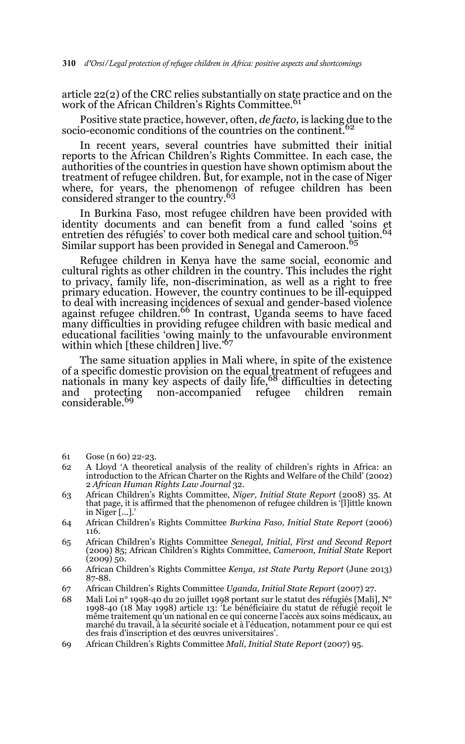article 22(2) of the CRC relies substantially on state practice and on the work of the African Children's Rights Committee.[61]

Positive state practice, however, often, *de facto,* is lacking due to the socio-economic conditions of the countries on the continent.[62]

In recent years, several countries have submitted their initial reports to the African Children's Rights Committee. In each case, the authorities of the countries in question have shown optimism about the treatment of refugee children. But, for example, not in the case of Niger where, for years, the phenomenon of refugee children has been considered stranger to the country.[63]

In Burkina Faso, most refugee children have been provided with identity documents and can benefit from a fund called 'soins et entretien des réfugiés' to cover both medical care and school tuition.[64] Similar support has been provided in Senegal and Cameroon.[65]

Refugee children in Kenya have the same social, economic and cultural rights as other children in the country. This includes the right to privacy, family life, non-discrimination, as well as a right to free primary education. However, the country continues to be ill-equipped to deal with increasing incidences of sexual and gender-based violence against refugee children.[66] In contrast, Uganda seems to have faced many difficulties in providing refugee children with basic medical and educational facilities 'owing mainly to the unfavourable environment within which [these children] live.'[67]

The same situation applies in Mali where, in spite of the existence of a specific domestic provision on the equal treatment of refugees and nationals in many key aspects of daily life,[68] difficulties in detecting and protecting non-accompanied refugee children remain considerable.[69]

61 Gose (n 60) 22-23.

62 A Lloyd 'A theoretical analysis of the reality of children's rights in Africa: an introduction to the African Charter on the Rights and Welfare of the Child' (2002) 2 *African Human Rights Law Journal* 32.

63 African Children's Rights Committee, *Niger, Initial State Report* (2008) 35. At that page, it is affirmed that the phenomenon of refugee children is '[l]ittle known in Niger [...].'

64 African Children's Rights Committee *Burkina Faso, Initial State Report* (2006) 116.

65 African Children's Rights Committee *Senegal, Initial, First and Second Report* (2009) 85; African Children's Rights Committee, *Cameroon, Initial State* Report (2009) 50.

66 African Children's Rights Committee *Kenya, 1st State Party Report* (June 2013) 87-88.

67 African Children's Rights Committee *Uganda, Initial State Report* (2007) 27.

68 Mali Loi n° 1998-40 du 20 juillet 1998 portant sur le statut des réfugiés [Mali], N° 1998-40 (18 May 1998) article 13: 'Le bénéficiaire du statut de réfugié reçoit le même traitement qu'un national en ce qui concerne l'accès aux soins médicaux, au marché du travail, à la sécurité sociale et à l'éducation, notamment pour ce qui est des frais d'inscription et des œuvres universitaires'.

69 African Children's Rights Committee *Mali, Initial State Report* (2007) 95.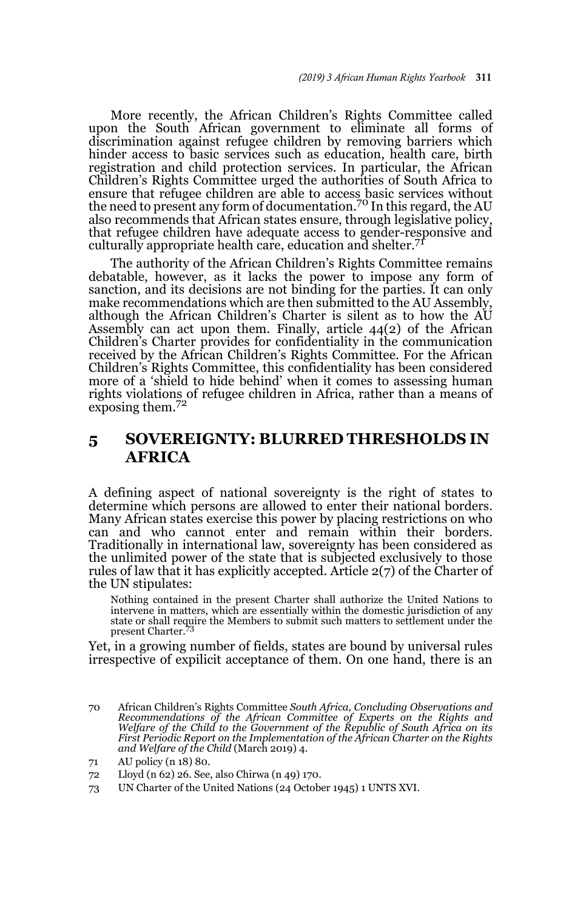More recently, the African Children's Rights Committee called upon the South African government to eliminate all forms of discrimination against refugee children by removing barriers which hinder access to basic services such as education, health care, birth registration and child protection services. In particular, the African Children's Rights Committee urged the authorities of South Africa to ensure that refugee children are able to access basic services without the need to present any form of documentation.[70] In this regard, the AU also recommends that African states ensure, through legislative policy, that refugee children have adequate access to gender-responsive and culturally appropriate health care, education and shelter.[71]

The authority of the African Children's Rights Committee remains debatable, however, as it lacks the power to impose any form of sanction, and its decisions are not binding for the parties. It can only make recommendations which are then submitted to the AU Assembly, although the African Children's Charter is silent as to how the AU Assembly can act upon them. Finally, article 44(2) of the African Children's Charter provides for confidentiality in the communication received by the African Children's Rights Committee. For the African Children's Rights Committee, this confidentiality has been considered more of a 'shield to hide behind' when it comes to assessing human rights violations of refugee children in Africa, rather than a means of exposing them.[72]

## 5 SOVEREIGNTY: BLURRED THRESHOLDS IN AFRICA

A defining aspect of national sovereignty is the right of states to determine which persons are allowed to enter their national borders. Many African states exercise this power by placing restrictions on who can and who cannot enter and remain within their borders. Traditionally in international law, sovereignty has been considered as the unlimited power of the state that is subjected exclusively to those rules of law that it has explicitly accepted. Article 2(7) of the Charter of the UN stipulates:

> Nothing contained in the present Charter shall authorize the United Nations to intervene in matters, which are essentially within the domestic jurisdiction of any state or shall require the Members to submit such matters to settlement under the present Charter.[73]

Yet, in a growing number of fields, states are bound by universal rules irrespective of expilicit acceptance of them. On one hand, there is an

---

70 African Children's Rights Committee *South Africa, Concluding Observations and Recommendations of the African Committee of Experts on the Rights and Welfare of the Child to the Government of the Republic of South Africa on its First Periodic Report on the Implementation of the African Charter on the Rights and Welfare of the Child* (March 2019) 4.

71 AU policy (n 18) 80.

72 Lloyd (n 62) 26. See, also Chirwa (n 49) 170.

73 UN Charter of the United Nations (24 October 1945) 1 UNTS XVI.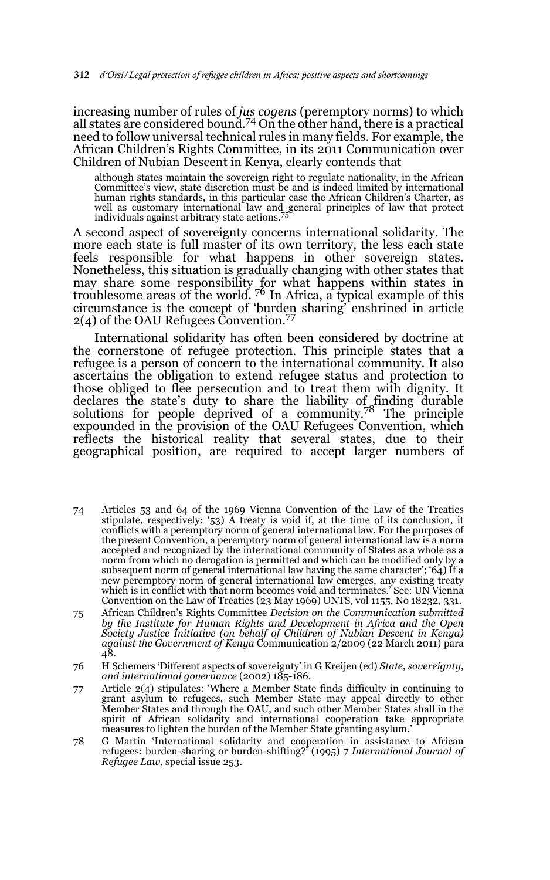increasing number of rules of *jus cogens* (peremptory norms) to which all states are considered bound.[74] On the other hand, there is a practical need to follow universal technical rules in many fields. For example, the African Children's Rights Committee, in its 2011 Communication over Children of Nubian Descent in Kenya, clearly contends that

> although states maintain the sovereign right to regulate nationality, in the African Committee's view, state discretion must be and is indeed limited by international human rights standards, in this particular case the African Children's Charter, as well as customary international law and general principles of law that protect individuals against arbitrary state actions.[75]

A second aspect of sovereignty concerns international solidarity. The more each state is full master of its own territory, the less each state feels responsible for what happens in other sovereign states. Nonetheless, this situation is gradually changing with other states that may share some responsibility for what happens within states in troublesome areas of the world.[76] In Africa, a typical example of this circumstance is the concept of 'burden sharing' enshrined in article 2(4) of the OAU Refugees Convention.[77]

International solidarity has often been considered by doctrine at the cornerstone of refugee protection. This principle states that a refugee is a person of concern to the international community. It also ascertains the obligation to extend refugee status and protection to those obliged to flee persecution and to treat them with dignity. It declares the state's duty to share the liability of finding durable solutions for people deprived of a community.[78] The principle expounded in the provision of the OAU Refugees Convention, which reflects the historical reality that several states, due to their geographical position, are required to accept larger numbers of

---

74 Articles 53 and 64 of the 1969 Vienna Convention of the Law of the Treaties stipulate, respectively: '53) A treaty is void if, at the time of its conclusion, it conflicts with a peremptory norm of general international law. For the purposes of the present Convention, a peremptory norm of general international law is a norm accepted and recognized by the international community of States as a whole as a norm from which no derogation is permitted and which can be modified only by a subsequent norm of general international law having the same character'; '64) If a new peremptory norm of general international law emerges, any existing treaty which is in conflict with that norm becomes void and terminates.' See: UN Vienna Convention on the Law of Treaties (23 May 1969) UNTS, vol 1155, No 18232, 331.

75 African Children's Rights Committee *Decision on the Communication submitted by the Institute for Human Rights and Development in Africa and the Open Society Justice Initiative (on behalf of Children of Nubian Descent in Kenya) against the Government of Kenya* Communication 2/2009 (22 March 2011) para 48.

76 H Schemers 'Different aspects of sovereignty' in G Kreijen (ed) *State, sovereignty, and international governance* (2002) 185-186.

77 Article 2(4) stipulates: 'Where a Member State finds difficulty in continuing to grant asylum to refugees, such Member State may appeal directly to other Member States and through the OAU, and such other Member States shall in the spirit of African solidarity and international cooperation take appropriate measures to lighten the burden of the Member State granting asylum.'

78 G Martin 'International solidarity and cooperation in assistance to African refugees: burden-sharing or burden-shifting?' (1995) 7 *International Journal of Refugee Law,* special issue 253.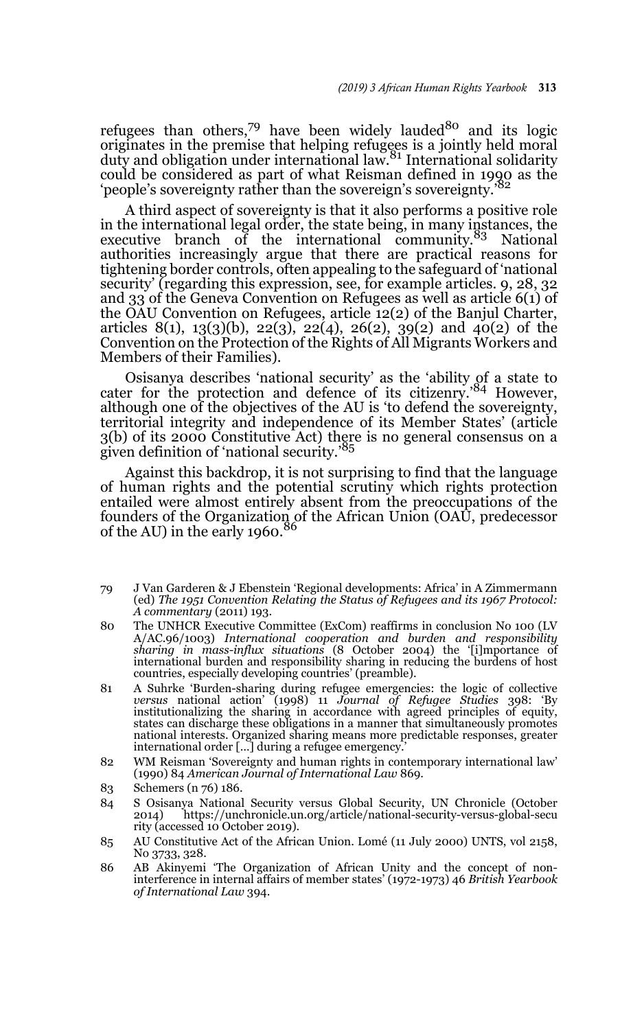refugees than others,[79] have been widely lauded[80] and its logic originates in the premise that helping refugees is a jointly held moral duty and obligation under international law.[81] International solidarity could be considered as part of what Reisman defined in 1990 as the 'people's sovereignty rather than the sovereign's sovereignty.'[82]

A third aspect of sovereignty is that it also performs a positive role in the international legal order, the state being, in many instances, the executive branch of the international community.[83] National authorities increasingly argue that there are practical reasons for tightening border controls, often appealing to the safeguard of 'national security' (regarding this expression, see, for example articles. 9, 28, 32 and 33 of the Geneva Convention on Refugees as well as article 6(1) of the OAU Convention on Refugees, article 12(2) of the Banjul Charter, articles 8(1), 13(3)(b), 22(3), 22(4), 26(2), 39(2) and 40(2) of the Convention on the Protection of the Rights of All Migrants Workers and Members of their Families).

Osisanya describes 'national security' as the 'ability of a state to cater for the protection and defence of its citizenry.'[84] However, although one of the objectives of the AU is 'to defend the sovereignty, territorial integrity and independence of its Member States' (article 3(b) of its 2000 Constitutive Act) there is no general consensus on a given definition of 'national security.'[85]

Against this backdrop, it is not surprising to find that the language of human rights and the potential scrutiny which rights protection entailed were almost entirely absent from the preoccupations of the founders of the Organization of the African Union (OAU, predecessor of the AU) in the early 1960.[86]

---

79 J Van Garderen & J Ebenstein 'Regional developments: Africa' in A Zimmermann (ed) *The 1951 Convention Relating the Status of Refugees and its 1967 Protocol: A commentary* (2011) 193.

80 The UNHCR Executive Committee (ExCom) reaffirms in conclusion No 100 (LV A/AC.96/1003) *International cooperation and burden and responsibility sharing in mass-influx situations* (8 October 2004) the '[i]mportance of international burden and responsibility sharing in reducing the burdens of host countries, especially developing countries' (preamble).

81 A Suhrke 'Burden-sharing during refugee emergencies: the logic of collective *versus* national action' (1998) 11 *Journal of Refugee Studies* 398: 'By institutionalizing the sharing in accordance with agreed principles of equity, states can discharge these obligations in a manner that simultaneously promotes national interests. Organized sharing means more predictable responses, greater international order [...] during a refugee emergency.'

82 WM Reisman 'Sovereignty and human rights in contemporary international law' (1990) 84 *American Journal of International Law* 869.

83 Schemers (n 76) 186.

84 S Osisanya National Security versus Global Security, UN Chronicle (October 2014) https://unchronicle.un.org/article/national-security-versus-global-security (accessed 10 October 2019).

85 AU Constitutive Act of the African Union. Lomé (11 July 2000) UNTS, vol 2158, No 3733, 328.

86 AB Akinyemi 'The Organization of African Unity and the concept of non-interference in internal affairs of member states' (1972-1973) 46 *British Yearbook of International Law* 394.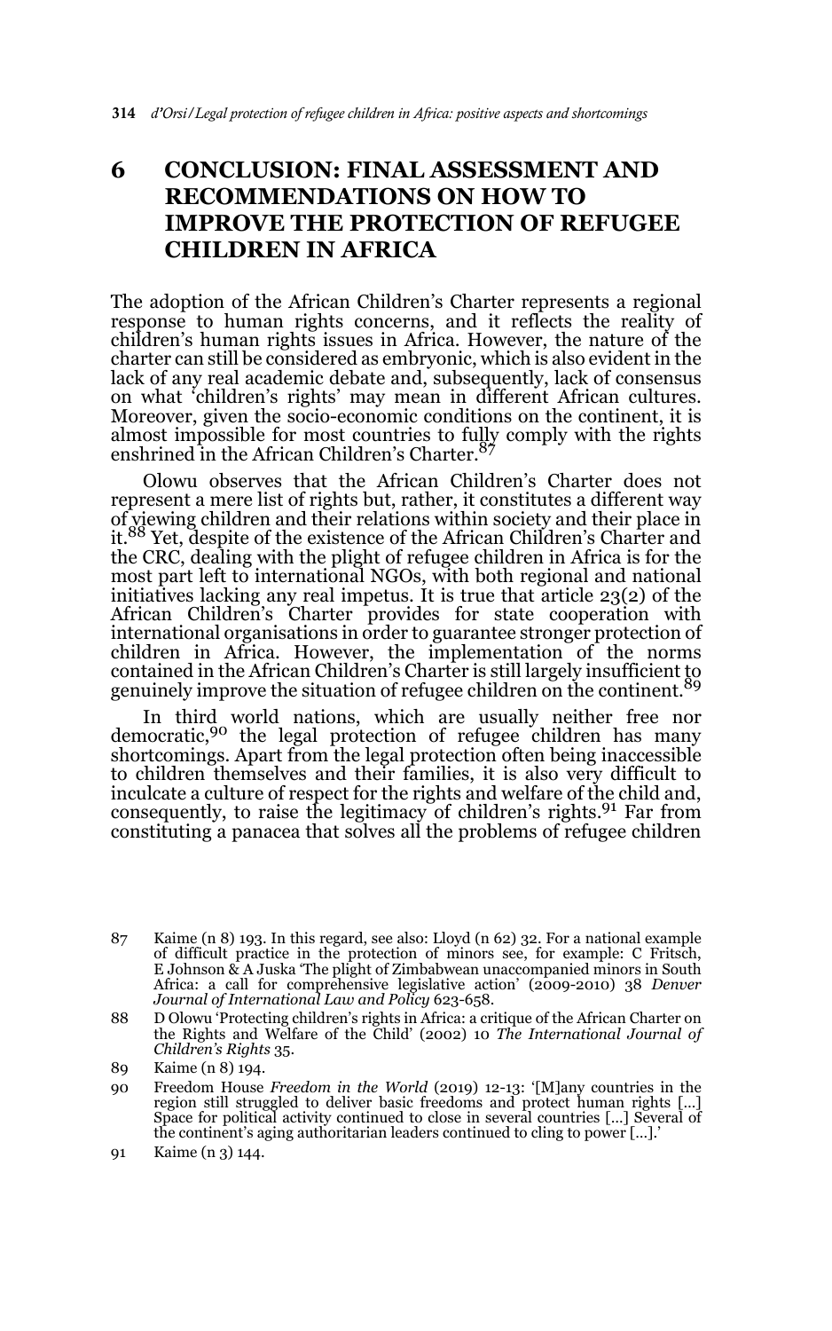## 6 CONCLUSION: FINAL ASSESSMENT AND RECOMMENDATIONS ON HOW TO IMPROVE THE PROTECTION OF REFUGEE CHILDREN IN AFRICA

The adoption of the African Children's Charter represents a regional response to human rights concerns, and it reflects the reality of children's human rights issues in Africa. However, the nature of the charter can still be considered as embryonic, which is also evident in the lack of any real academic debate and, subsequently, lack of consensus on what 'children's rights' may mean in different African cultures. Moreover, given the socio-economic conditions on the continent, it is almost impossible for most countries to fully comply with the rights enshrined in the African Children's Charter.[87]

Olowu observes that the African Children's Charter does not represent a mere list of rights but, rather, it constitutes a different way of viewing children and their relations within society and their place in it.[88] Yet, despite of the existence of the African Children's Charter and the CRC, dealing with the plight of refugee children in Africa is for the most part left to international NGOs, with both regional and national initiatives lacking any real impetus. It is true that article 23(2) of the African Children's Charter provides for state cooperation with international organisations in order to guarantee stronger protection of children in Africa. However, the implementation of the norms contained in the African Children's Charter is still largely insufficient to genuinely improve the situation of refugee children on the continent.[89]

In third world nations, which are usually neither free nor democratic,[90] the legal protection of refugee children has many shortcomings. Apart from the legal protection often being inaccessible to children themselves and their families, it is also very difficult to inculcate a culture of respect for the rights and welfare of the child and, consequently, to raise the legitimacy of children's rights.[91] Far from constituting a panacea that solves all the problems of refugee children

---

87 Kaime (n 8) 193. In this regard, see also: Lloyd (n 62) 32. For a national example of difficult practice in the protection of minors see, for example: C Fritsch, E Johnson & A Juska 'The plight of Zimbabwean unaccompanied minors in South Africa: a call for comprehensive legislative action' (2009-2010) 38 *Denver Journal of International Law and Policy* 623-658.

88 D Olowu 'Protecting children's rights in Africa: a critique of the African Charter on the Rights and Welfare of the Child' (2002) 10 *The International Journal of Children's Rights* 35.

89 Kaime (n 8) 194.

90 Freedom House *Freedom in the World* (2019) 12-13: '[M]any countries in the region still struggled to deliver basic freedoms and protect human rights […] Space for political activity continued to close in several countries […] Several of the continent's aging authoritarian leaders continued to cling to power […].'

91 Kaime (n 3) 144.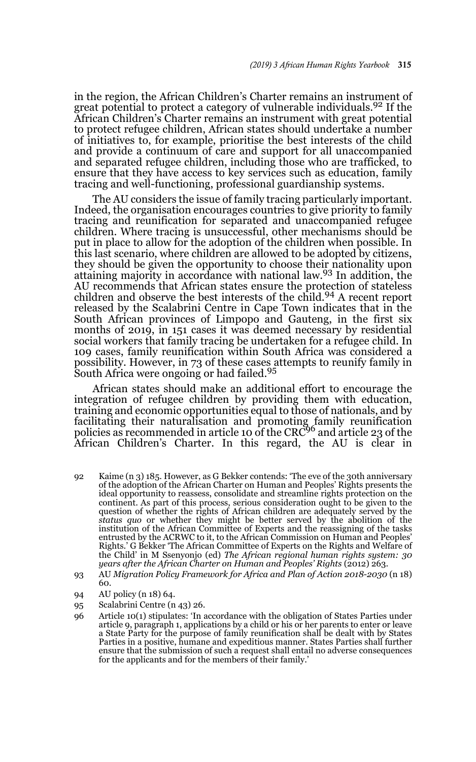in the region, the African Children's Charter remains an instrument of great potential to protect a category of vulnerable individuals.[92] If the African Children's Charter remains an instrument with great potential to protect refugee children, African states should undertake a number of initiatives to, for example, prioritise the best interests of the child and provide a continuum of care and support for all unaccompanied and separated refugee children, including those who are trafficked, to ensure that they have access to key services such as education, family tracing and well-functioning, professional guardianship systems.

The AU considers the issue of family tracing particularly important. Indeed, the organisation encourages countries to give priority to family tracing and reunification for separated and unaccompanied refugee children. Where tracing is unsuccessful, other mechanisms should be put in place to allow for the adoption of the children when possible. In this last scenario, where children are allowed to be adopted by citizens, they should be given the opportunity to choose their nationality upon attaining majority in accordance with national law.[93] In addition, the AU recommends that African states ensure the protection of stateless children and observe the best interests of the child.[94] A recent report released by the Scalabrini Centre in Cape Town indicates that in the South African provinces of Limpopo and Gauteng, in the first six months of 2019, in 151 cases it was deemed necessary by residential social workers that family tracing be undertaken for a refugee child. In 109 cases, family reunification within South Africa was considered a possibility. However, in 73 of these cases attempts to reunify family in South Africa were ongoing or had failed.[95]

African states should make an additional effort to encourage the integration of refugee children by providing them with education, training and economic opportunities equal to those of nationals, and by facilitating their naturalisation and promoting family reunification policies as recommended in article 10 of the CRC[96] and article 23 of the African Children's Charter. In this regard, the AU is clear in

---

92 Kaime (n 3) 185. However, as G Bekker contends: 'The eve of the 30th anniversary of the adoption of the African Charter on Human and Peoples' Rights presents the ideal opportunity to reassess, consolidate and streamline rights protection on the continent. As part of this process, serious consideration ought to be given to the question of whether the rights of African children are adequately served by the *status quo* or whether they might be better served by the abolition of the institution of the African Committee of Experts and the reassigning of the tasks entrusted by the ACRWC to it, to the African Commission on Human and Peoples' Rights.' G Bekker 'The African Committee of Experts on the Rights and Welfare of the Child' in M Ssenyonjo (ed) *The African regional human rights system: 30 years after the African Charter on Human and Peoples' Rights* (2012) 263.

93 AU *Migration Policy Framework for Africa and Plan of Action 2018-2030* (n 18) 60.

94 AU policy (n 18) 64.

95 Scalabrini Centre (n 43) 26.

96 Article 10(1) stipulates: 'In accordance with the obligation of States Parties under article 9, paragraph 1, applications by a child or his or her parents to enter or leave a State Party for the purpose of family reunification shall be dealt with by States Parties in a positive, humane and expeditious manner. States Parties shall further ensure that the submission of such a request shall entail no adverse consequences for the applicants and for the members of their family.'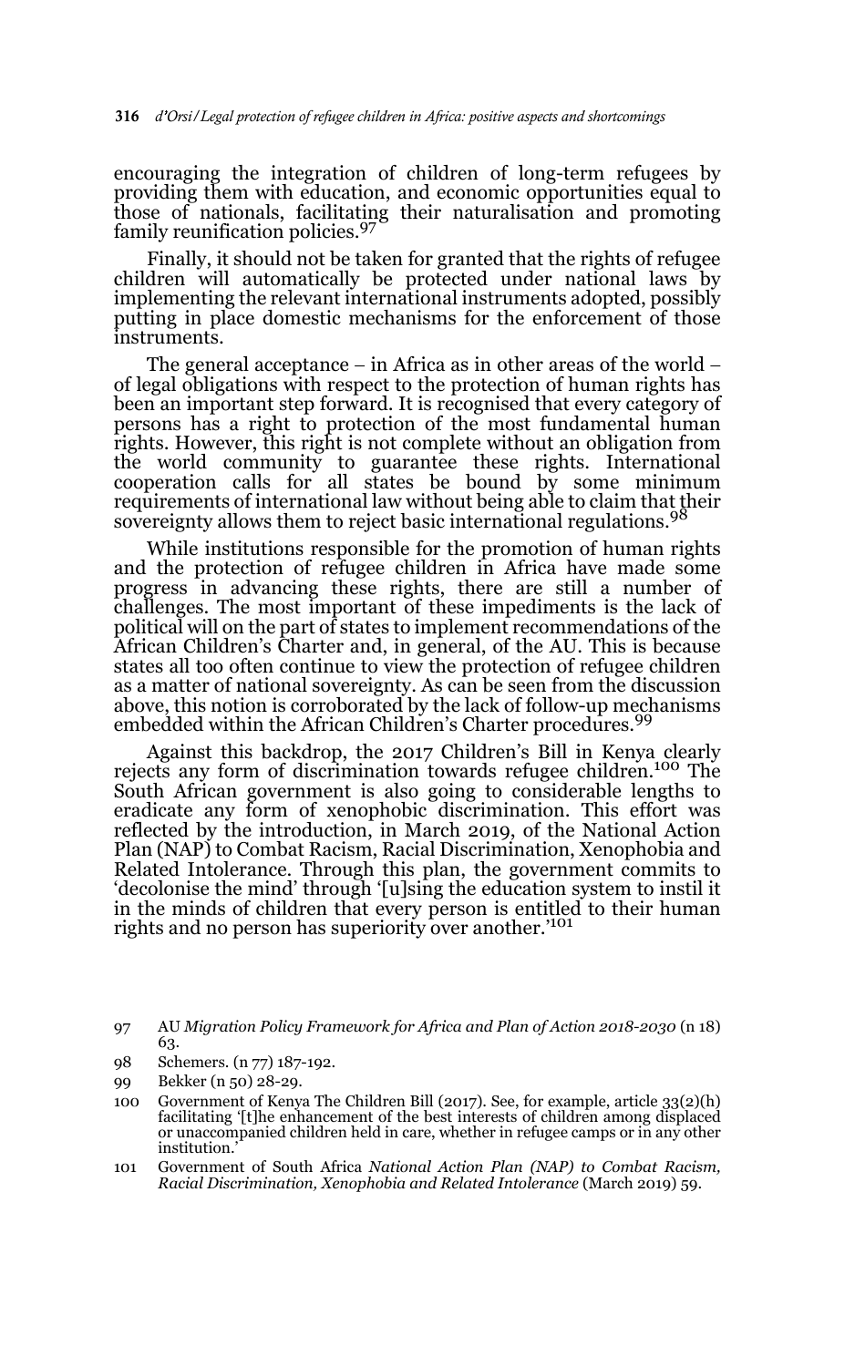encouraging the integration of children of long-term refugees by providing them with education, and economic opportunities equal to those of nationals, facilitating their naturalisation and promoting family reunification policies.[97]

Finally, it should not be taken for granted that the rights of refugee children will automatically be protected under national laws by implementing the relevant international instruments adopted, possibly putting in place domestic mechanisms for the enforcement of those instruments.

The general acceptance – in Africa as in other areas of the world – of legal obligations with respect to the protection of human rights has been an important step forward. It is recognised that every category of persons has a right to protection of the most fundamental human rights. However, this right is not complete without an obligation from the world community to guarantee these rights. International cooperation calls for all states be bound by some minimum requirements of international law without being able to claim that their sovereignty allows them to reject basic international regulations.[98]

While institutions responsible for the promotion of human rights and the protection of refugee children in Africa have made some progress in advancing these rights, there are still a number of challenges. The most important of these impediments is the lack of political will on the part of states to implement recommendations of the African Children's Charter and, in general, of the AU. This is because states all too often continue to view the protection of refugee children as a matter of national sovereignty. As can be seen from the discussion above, this notion is corroborated by the lack of follow-up mechanisms embedded within the African Children's Charter procedures.[99]

Against this backdrop, the 2017 Children's Bill in Kenya clearly rejects any form of discrimination towards refugee children.[100] The South African government is also going to considerable lengths to eradicate any form of xenophobic discrimination. This effort was reflected by the introduction, in March 2019, of the National Action Plan (NAP) to Combat Racism, Racial Discrimination, Xenophobia and Related Intolerance. Through this plan, the government commits to 'decolonise the mind' through '[u]sing the education system to instil it in the minds of children that every person is entitled to their human rights and no person has superiority over another.'[101]

---

97 AU *Migration Policy Framework for Africa and Plan of Action 2018-2030* (n 18) 63.

98 Schemers. (n 77) 187-192.

99 Bekker (n 50) 28-29.

100 Government of Kenya The Children Bill (2017). See, for example, article 33(2)(h) facilitating '[t]he enhancement of the best interests of children among displaced or unaccompanied children held in care, whether in refugee camps or in any other institution.'

101 Government of South Africa *National Action Plan (NAP) to Combat Racism, Racial Discrimination, Xenophobia and Related Intolerance* (March 2019) 59.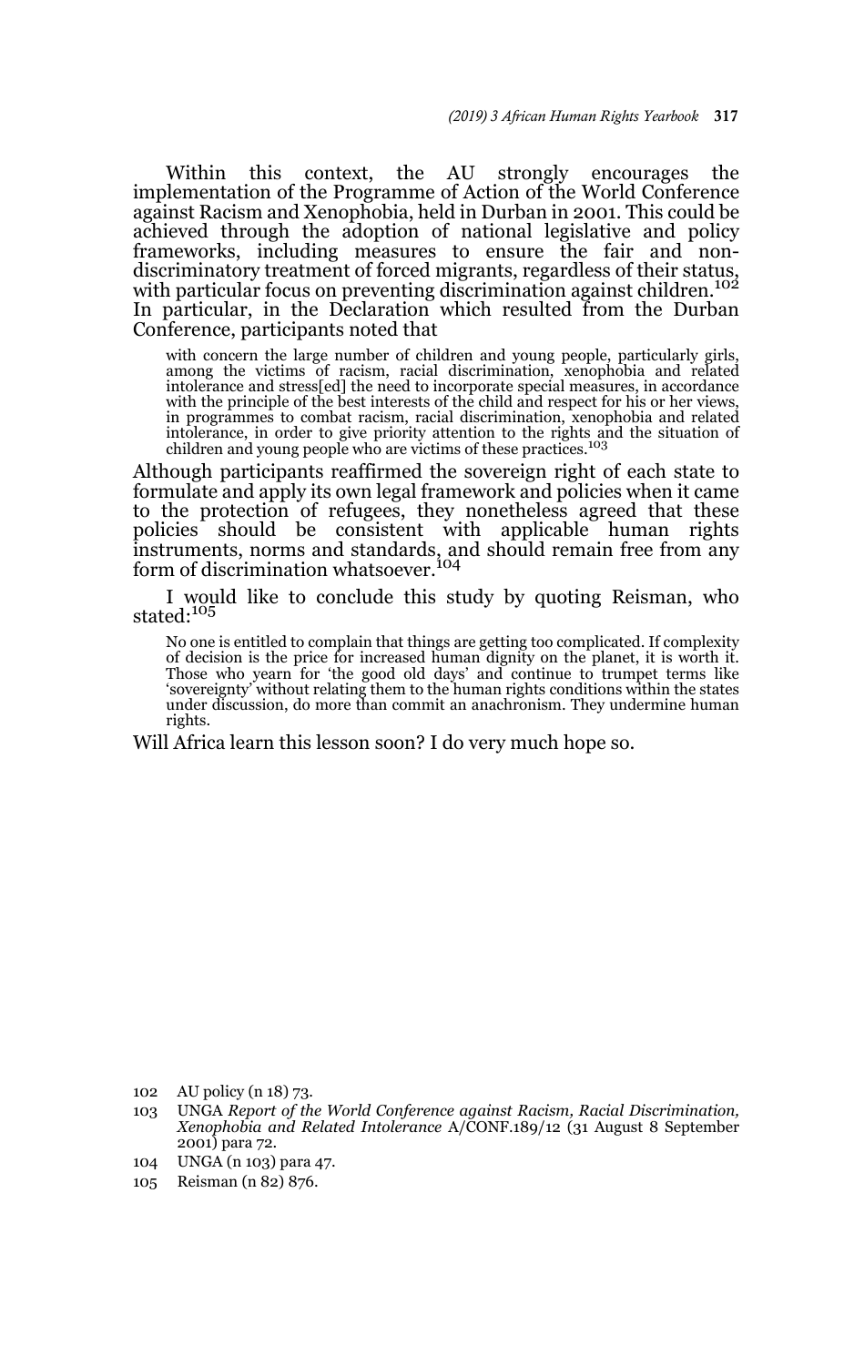Within this context, the AU strongly encourages the implementation of the Programme of Action of the World Conference against Racism and Xenophobia, held in Durban in 2001. This could be achieved through the adoption of national legislative and policy frameworks, including measures to ensure the fair and non-discriminatory treatment of forced migrants, regardless of their status, with particular focus on preventing discrimination against children.[102] In particular, in the Declaration which resulted from the Durban Conference, participants noted that

> with concern the large number of children and young people, particularly girls, among the victims of racism, racial discrimination, xenophobia and related intolerance and stress[ed] the need to incorporate special measures, in accordance with the principle of the best interests of the child and respect for his or her views, in programmes to combat racism, racial discrimination, xenophobia and related intolerance, in order to give priority attention to the rights and the situation of children and young people who are victims of these practices.[103]

Although participants reaffirmed the sovereign right of each state to formulate and apply its own legal framework and policies when it came to the protection of refugees, they nonetheless agreed that these policies should be consistent with applicable human rights instruments, norms and standards, and should remain free from any form of discrimination whatsoever.[104]

I would like to conclude this study by quoting Reisman, who stated:[105]

> No one is entitled to complain that things are getting too complicated. If complexity of decision is the price for increased human dignity on the planet, it is worth it. Those who yearn for 'the good old days' and continue to trumpet terms like 'sovereignty' without relating them to the human rights conditions within the states under discussion, do more than commit an anachronism. They undermine human rights.

Will Africa learn this lesson soon? I do very much hope so.

---

102 AU policy (n 18) 73.

103 UNGA *Report of the World Conference against Racism, Racial Discrimination, Xenophobia and Related Intolerance* A/CONF.189/12 (31 August 8 September 2001) para 72.

104 UNGA (n 103) para 47.

105 Reisman (n 82) 876.